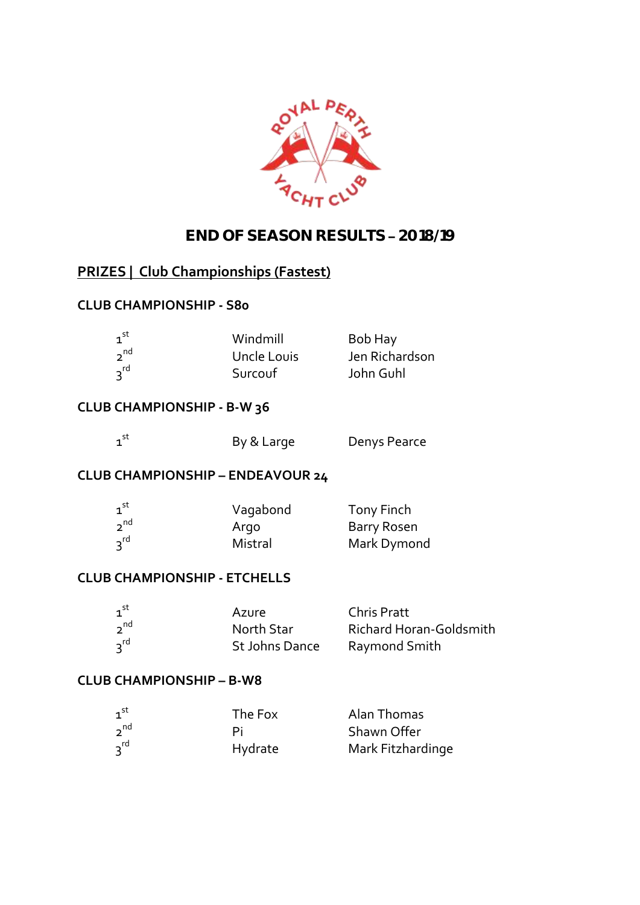# END OF SEASON RESULTS – 2018/19

## PRIZES | Club Championships (Fastest)

### CLUB CHAMPIONSHIP - S80

| | | |
|---|---|---|
| 1st | Windmill | Bob Hay |
| 2nd | Uncle Louis | Jen Richardson |
| 3rd | Surcouf | John Guhl |

### CLUB CHAMPIONSHIP - B-W 36

| | | |
|---|---|---|
| 1st | By & Large | Denys Pearce |

### CLUB CHAMPIONSHIP – ENDEAVOUR 24

| | | |
|---|---|---|
| 1st | Vagabond | Tony Finch |
| 2nd | Argo | Barry Rosen |
| 3rd | Mistral | Mark Dymond |

### CLUB CHAMPIONSHIP - ETCHELLS

| | | |
|---|---|---|
| 1st | Azure | Chris Pratt |
| 2nd | North Star | Richard Horan-Goldsmith |
| 3rd | St Johns Dance | Raymond Smith |

### CLUB CHAMPIONSHIP – B-W8

| | | |
|---|---|---|
| 1st | The Fox | Alan Thomas |
| 2nd | Pi | Shawn Offer |
| 3rd | Hydrate | Mark Fitzhardinge |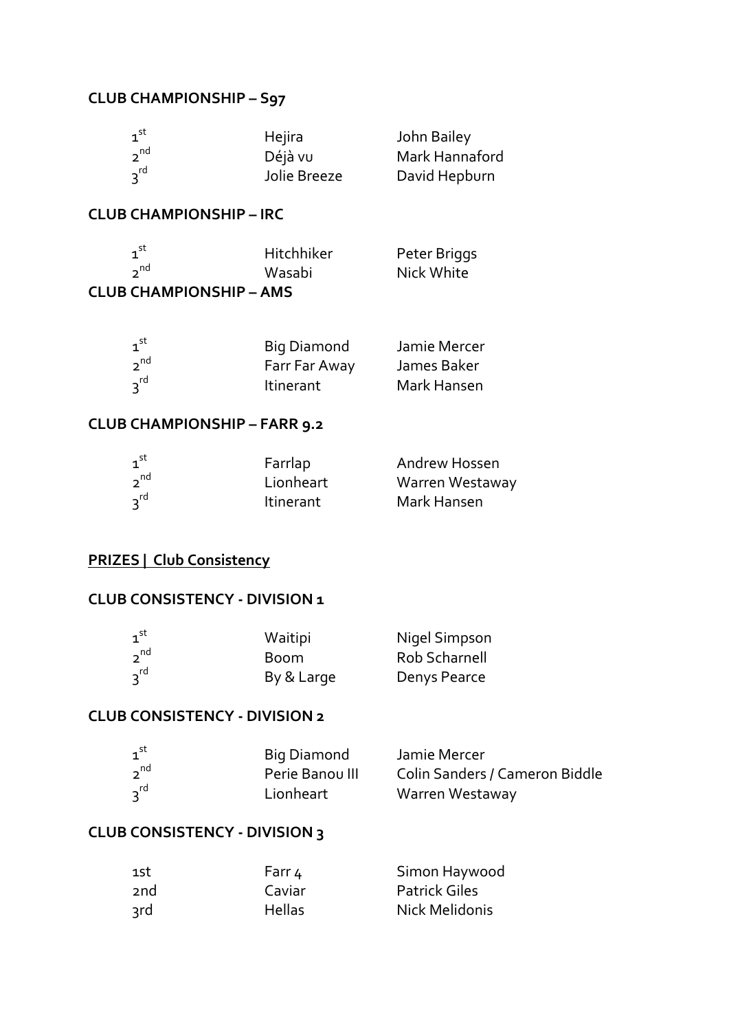**CLUB CHAMPIONSHIP – S97**

| | | |
|---|---|---|
| 1st | Hejira | John Bailey |
| 2nd | Déjà vu | Mark Hannaford |
| 3rd | Jolie Breeze | David Hepburn |

**CLUB CHAMPIONSHIP – IRC**

| | | |
|---|---|---|
| 1st | Hitchhiker | Peter Briggs |
| 2nd | Wasabi | Nick White |

**CLUB CHAMPIONSHIP – AMS**

| | | |
|---|---|---|
| 1st | Big Diamond | Jamie Mercer |
| 2nd | Farr Far Away | James Baker |
| 3rd | Itinerant | Mark Hansen |

**CLUB CHAMPIONSHIP – FARR 9.2**

| | | |
|---|---|---|
| 1st | Farrlap | Andrew Hossen |
| 2nd | Lionheart | Warren Westaway |
| 3rd | Itinerant | Mark Hansen |

**PRIZES | Club Consistency**

**CLUB CONSISTENCY - DIVISION 1**

| | | |
|---|---|---|
| 1st | Waitipi | Nigel Simpson |
| 2nd | Boom | Rob Scharnell |
| 3rd | By & Large | Denys Pearce |

**CLUB CONSISTENCY - DIVISION 2**

| | | |
|---|---|---|
| 1st | Big Diamond | Jamie Mercer |
| 2nd | Perie Banou III | Colin Sanders / Cameron Biddle |
| 3rd | Lionheart | Warren Westaway |

**CLUB CONSISTENCY - DIVISION 3**

| | | |
|---|---|---|
| 1st | Farr 4 | Simon Haywood |
| 2nd | Caviar | Patrick Giles |
| 3rd | Hellas | Nick Melidonis |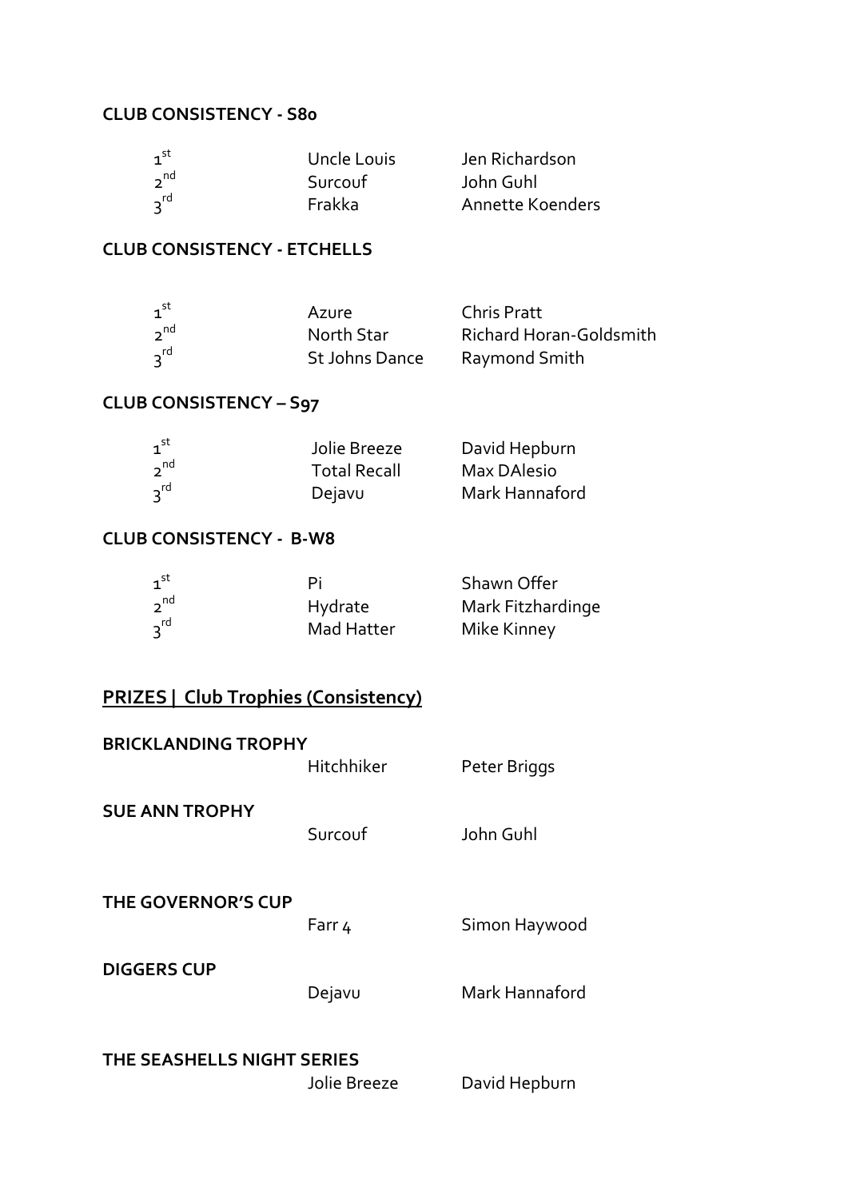**CLUB CONSISTENCY - S80**

| | | |
|---|---|---|
| 1st | Uncle Louis | Jen Richardson |
| 2nd | Surcouf | John Guhl |
| 3rd | Frakka | Annette Koenders |

**CLUB CONSISTENCY - ETCHELLS**

| | | |
|---|---|---|
| 1st | Azure | Chris Pratt |
| 2nd | North Star | Richard Horan-Goldsmith |
| 3rd | St Johns Dance | Raymond Smith |

**CLUB CONSISTENCY – S97**

| | | |
|---|---|---|
| 1st | Jolie Breeze | David Hepburn |
| 2nd | Total Recall | Max DAlesio |
| 3rd | Dejavu | Mark Hannaford |

**CLUB CONSISTENCY - B-W8**

| | | |
|---|---|---|
| 1st | Pi | Shawn Offer |
| 2nd | Hydrate | Mark Fitzhardinge |
| 3rd | Mad Hatter | Mike Kinney |

## PRIZES | Club Trophies (Consistency)

| | | |
|---|---|---|
| **BRICKLANDING TROPHY** | Hitchhiker | Peter Briggs |
| **SUE ANN TROPHY** | Surcouf | John Guhl |
| **THE GOVERNOR'S CUP** | Farr 4 | Simon Haywood |
| **DIGGERS CUP** | Dejavu | Mark Hannaford |
| **THE SEASHELLS NIGHT SERIES** | Jolie Breeze | David Hepburn |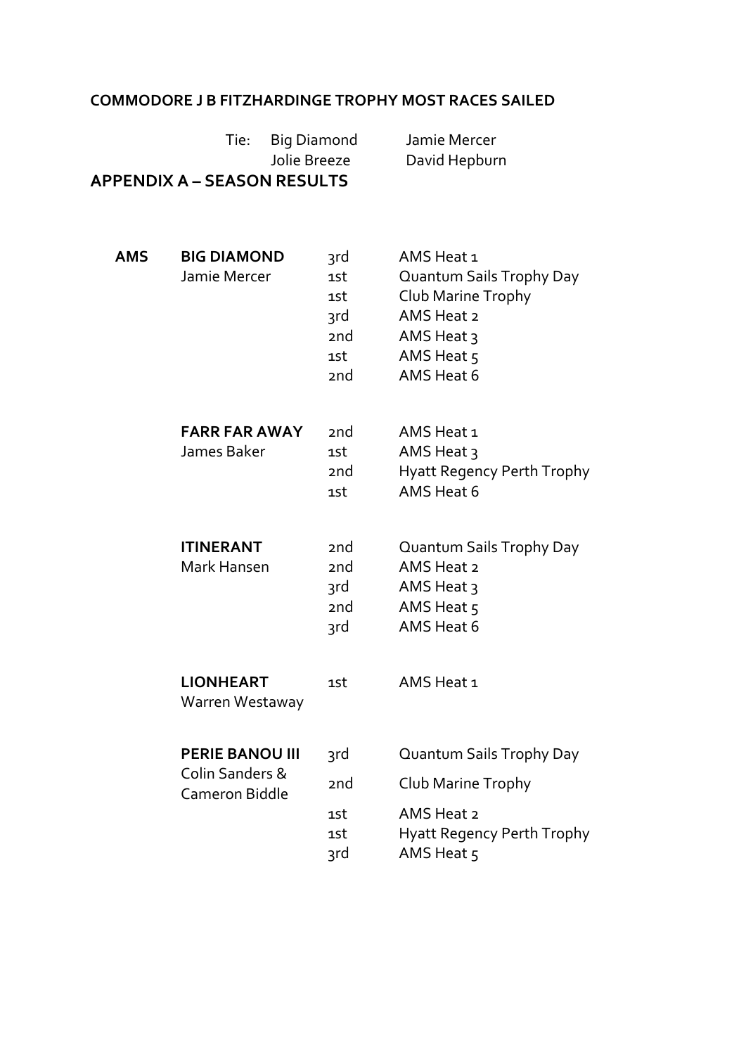**COMMODORE J B FITZHARDINGE TROPHY MOST RACES SAILED**

Tie: Big Diamond — Jamie Mercer
Jolie Breeze — David Hepburn

## APPENDIX A – SEASON RESULTS

| | Boat / Skipper | Place | Race |
|---|---|---|---|
| **AMS** | **BIG DIAMOND** | 3rd | AMS Heat 1 |
| | Jamie Mercer | 1st | Quantum Sails Trophy Day |
| | | 1st | Club Marine Trophy |
| | | 3rd | AMS Heat 2 |
| | | 2nd | AMS Heat 3 |
| | | 1st | AMS Heat 5 |
| | | 2nd | AMS Heat 6 |
| | **FARR FAR AWAY** | 2nd | AMS Heat 1 |
| | James Baker | 1st | AMS Heat 3 |
| | | 2nd | Hyatt Regency Perth Trophy |
| | | 1st | AMS Heat 6 |
| | **ITINERANT** | 2nd | Quantum Sails Trophy Day |
| | Mark Hansen | 2nd | AMS Heat 2 |
| | | 3rd | AMS Heat 3 |
| | | 2nd | AMS Heat 5 |
| | | 3rd | AMS Heat 6 |
| | **LIONHEART** | 1st | AMS Heat 1 |
| | Warren Westaway | | |
| | **PERIE BANOU III** | 3rd | Quantum Sails Trophy Day |
| | Colin Sanders & Cameron Biddle | 2nd | Club Marine Trophy |
| | | 1st | AMS Heat 2 |
| | | 1st | Hyatt Regency Perth Trophy |
| | | 3rd | AMS Heat 5 |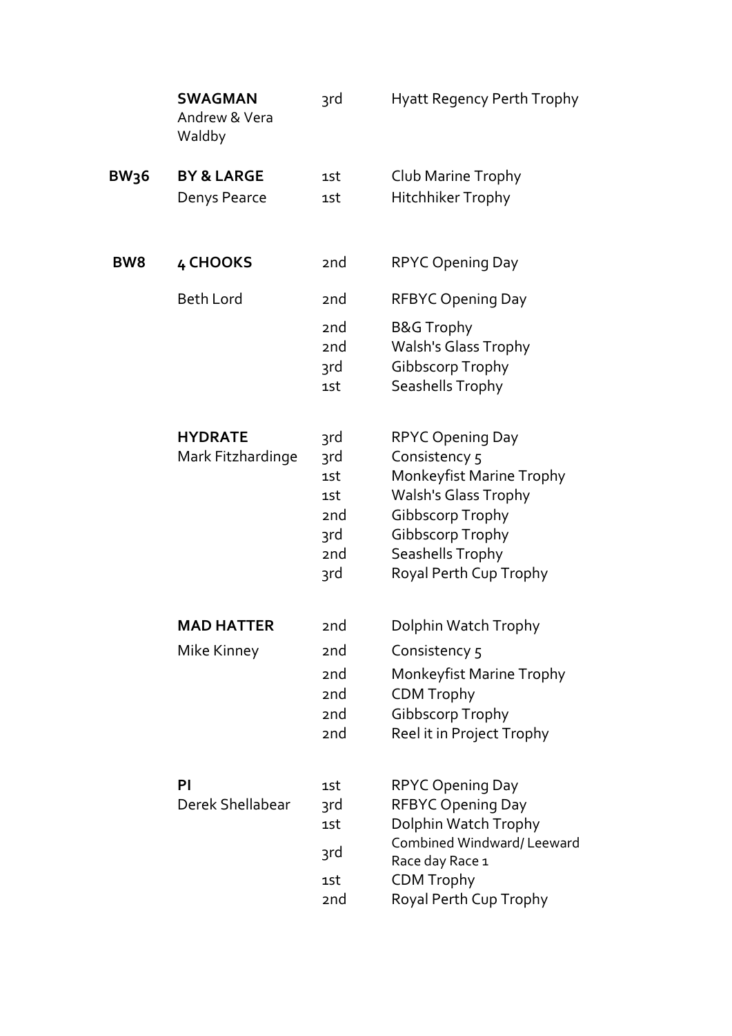| | | | |
|---|---|---|---|
| | **SWAGMAN** Andrew & Vera Waldby | 3rd | Hyatt Regency Perth Trophy |
| **BW36** | **BY & LARGE** | 1st | Club Marine Trophy |
| | Denys Pearce | 1st | Hitchhiker Trophy |
| **BW8** | **4 CHOOKS** | 2nd | RPYC Opening Day |
| | Beth Lord | 2nd | RFBYC Opening Day |
| | | 2nd | B&G Trophy |
| | | 2nd | Walsh's Glass Trophy |
| | | 3rd | Gibbscorp Trophy |
| | | 1st | Seashells Trophy |
| | **HYDRATE** | 3rd | RPYC Opening Day |
| | Mark Fitzhardinge | 3rd | Consistency 5 |
| | | 1st | Monkeyfist Marine Trophy |
| | | 1st | Walsh's Glass Trophy |
| | | 2nd | Gibbscorp Trophy |
| | | 3rd | Gibbscorp Trophy |
| | | 2nd | Seashells Trophy |
| | | 3rd | Royal Perth Cup Trophy |
| | **MAD HATTER** | 2nd | Dolphin Watch Trophy |
| | Mike Kinney | 2nd | Consistency 5 |
| | | 2nd | Monkeyfist Marine Trophy |
| | | 2nd | CDM Trophy |
| | | 2nd | Gibbscorp Trophy |
| | | 2nd | Reel it in Project Trophy |
| | **PI** | 1st | RPYC Opening Day |
| | Derek Shellabear | 3rd | RFBYC Opening Day |
| | | 1st | Dolphin Watch Trophy |
| | | 3rd | Combined Windward/ Leeward Race day Race 1 |
| | | 1st | CDM Trophy |
| | | 2nd | Royal Perth Cup Trophy |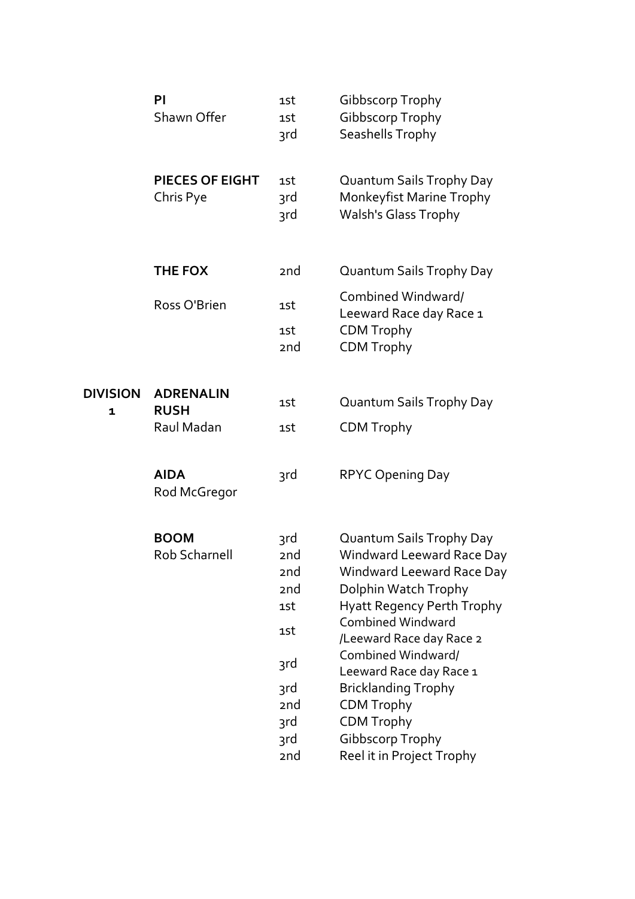| | | | |
|---|---|---|---|
| | **PI** | 1st | Gibbscorp Trophy |
| | Shawn Offer | 1st | Gibbscorp Trophy |
| | | 3rd | Seashells Trophy |
| | **PIECES OF EIGHT** | 1st | Quantum Sails Trophy Day |
| | Chris Pye | 3rd | Monkeyfist Marine Trophy |
| | | 3rd | Walsh's Glass Trophy |
| | **THE FOX** | 2nd | Quantum Sails Trophy Day |
| | Ross O'Brien | 1st | Combined Windward/ Leeward Race day Race 1 |
| | | 1st | CDM Trophy |
| | | 2nd | CDM Trophy |
| **DIVISION 1** | **ADRENALIN RUSH** | 1st | Quantum Sails Trophy Day |
| | Raul Madan | 1st | CDM Trophy |
| | **AIDA** | 3rd | RPYC Opening Day |
| | Rod McGregor | | |
| | **BOOM** | 3rd | Quantum Sails Trophy Day |
| | Rob Scharnell | 2nd | Windward Leeward Race Day |
| | | 2nd | Windward Leeward Race Day |
| | | 2nd | Dolphin Watch Trophy |
| | | 1st | Hyatt Regency Perth Trophy |
| | | 1st | Combined Windward /Leeward Race day Race 2 |
| | | 3rd | Combined Windward/ Leeward Race day Race 1 |
| | | 3rd | Bricklanding Trophy |
| | | 2nd | CDM Trophy |
| | | 3rd | CDM Trophy |
| | | 3rd | Gibbscorp Trophy |
| | | 2nd | Reel it in Project Trophy |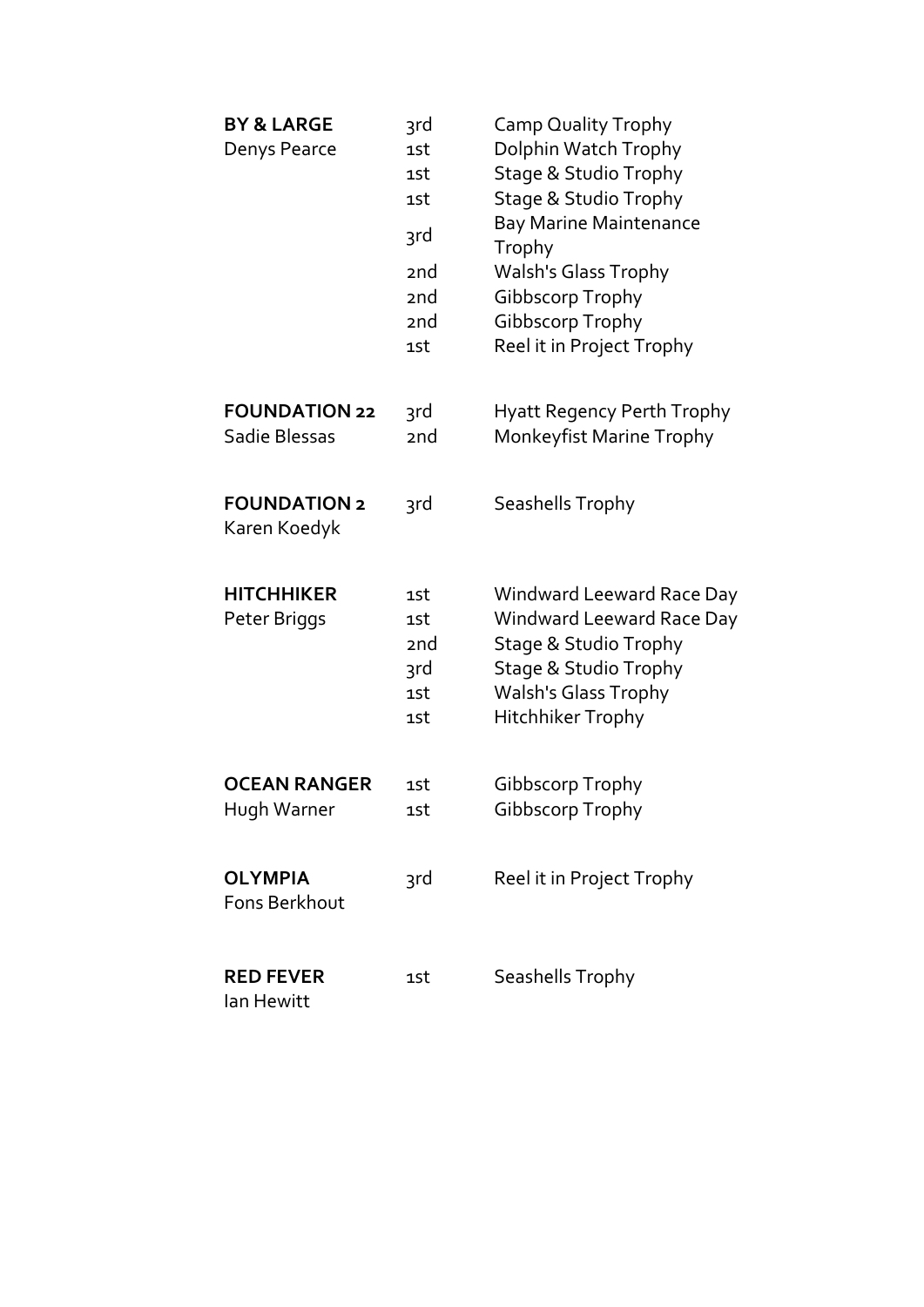| | | |
|---|---|---|
| **BY & LARGE** | 3rd | Camp Quality Trophy |
| Denys Pearce | 1st | Dolphin Watch Trophy |
| | 1st | Stage & Studio Trophy |
| | 1st | Stage & Studio Trophy |
| | 3rd | Bay Marine Maintenance Trophy |
| | 2nd | Walsh's Glass Trophy |
| | 2nd | Gibbscorp Trophy |
| | 2nd | Gibbscorp Trophy |
| | 1st | Reel it in Project Trophy |
| | | |
| **FOUNDATION 22** | 3rd | Hyatt Regency Perth Trophy |
| Sadie Blessas | 2nd | Monkeyfist Marine Trophy |
| | | |
| **FOUNDATION 2** | 3rd | Seashells Trophy |
| Karen Koedyk | | |
| | | |
| **HITCHHIKER** | 1st | Windward Leeward Race Day |
| Peter Briggs | 1st | Windward Leeward Race Day |
| | 2nd | Stage & Studio Trophy |
| | 3rd | Stage & Studio Trophy |
| | 1st | Walsh's Glass Trophy |
| | 1st | Hitchhiker Trophy |
| | | |
| **OCEAN RANGER** | 1st | Gibbscorp Trophy |
| Hugh Warner | 1st | Gibbscorp Trophy |
| | | |
| **OLYMPIA** | 3rd | Reel it in Project Trophy |
| Fons Berkhout | | |
| | | |
| **RED FEVER** | 1st | Seashells Trophy |
| Ian Hewitt | | |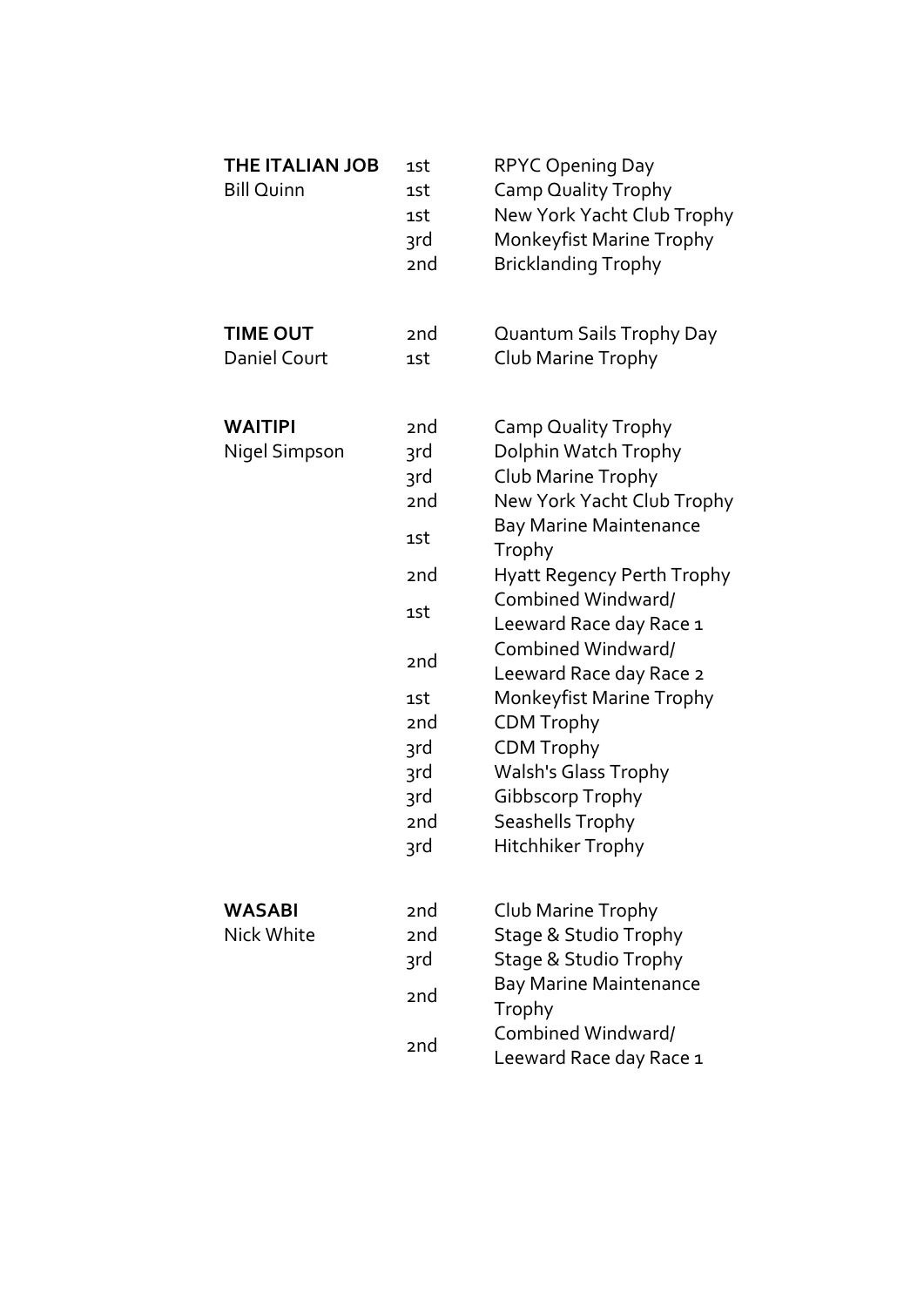| | | |
|---|---|---|
| **THE ITALIAN JOB** | 1st | RPYC Opening Day |
| Bill Quinn | 1st | Camp Quality Trophy |
| | 1st | New York Yacht Club Trophy |
| | 3rd | Monkeyfist Marine Trophy |
| | 2nd | Bricklanding Trophy |
| | | |
| **TIME OUT** | 2nd | Quantum Sails Trophy Day |
| Daniel Court | 1st | Club Marine Trophy |
| | | |
| **WAITIPI** | 2nd | Camp Quality Trophy |
| Nigel Simpson | 3rd | Dolphin Watch Trophy |
| | 3rd | Club Marine Trophy |
| | 2nd | New York Yacht Club Trophy |
| | 1st | Bay Marine Maintenance Trophy |
| | 2nd | Hyatt Regency Perth Trophy |
| | 1st | Combined Windward/ Leeward Race day Race 1 |
| | 2nd | Combined Windward/ Leeward Race day Race 2 |
| | 1st | Monkeyfist Marine Trophy |
| | 2nd | CDM Trophy |
| | 3rd | CDM Trophy |
| | 3rd | Walsh's Glass Trophy |
| | 3rd | Gibbscorp Trophy |
| | 2nd | Seashells Trophy |
| | 3rd | Hitchhiker Trophy |
| | | |
| **WASABI** | 2nd | Club Marine Trophy |
| Nick White | 2nd | Stage & Studio Trophy |
| | 3rd | Stage & Studio Trophy |
| | 2nd | Bay Marine Maintenance Trophy |
| | 2nd | Combined Windward/ Leeward Race day Race 1 |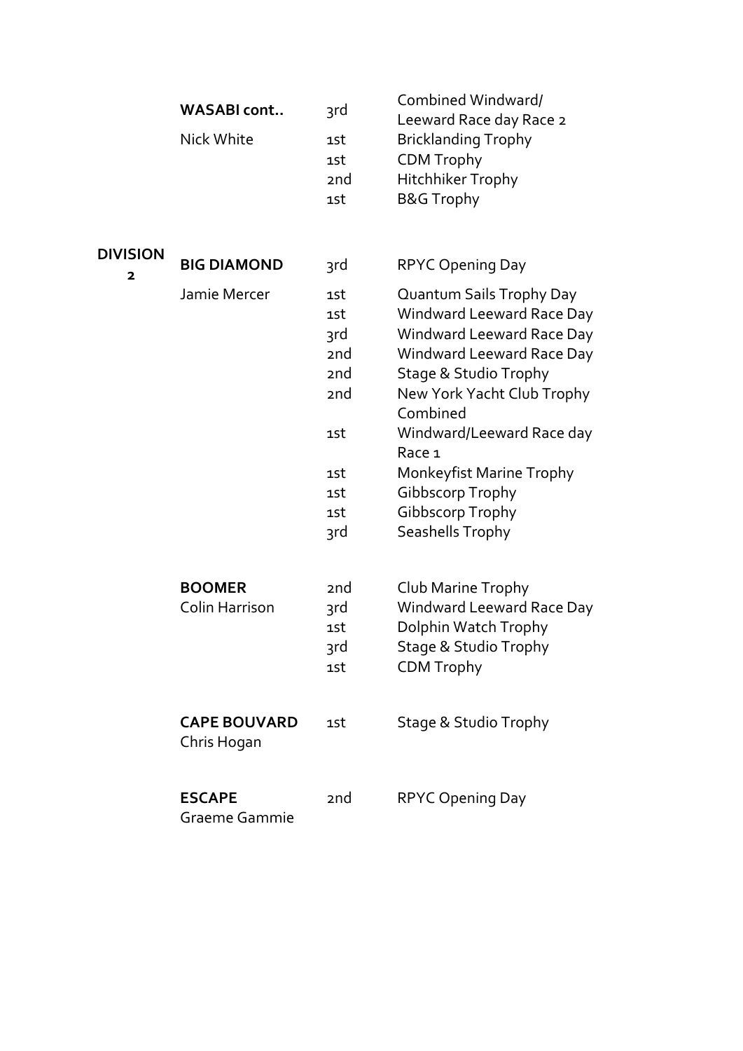| | | | |
|---|---|---|---|
| | **WASABI cont..** | 3rd | Combined Windward/ Leeward Race day Race 2 |
| | Nick White | 1st | Bricklanding Trophy |
| | | 1st | CDM Trophy |
| | | 2nd | Hitchhiker Trophy |
| | | 1st | B&G Trophy |
| **DIVISION 2** | **BIG DIAMOND** | 3rd | RPYC Opening Day |
| | Jamie Mercer | 1st | Quantum Sails Trophy Day |
| | | 1st | Windward Leeward Race Day |
| | | 3rd | Windward Leeward Race Day |
| | | 2nd | Windward Leeward Race Day |
| | | 2nd | Stage & Studio Trophy |
| | | 2nd | New York Yacht Club Trophy |
| | | 1st | Combined Windward/Leeward Race day Race 1 |
| | | 1st | Monkeyfist Marine Trophy |
| | | 1st | Gibbscorp Trophy |
| | | 1st | Gibbscorp Trophy |
| | | 3rd | Seashells Trophy |
| | **BOOMER** | 2nd | Club Marine Trophy |
| | Colin Harrison | 3rd | Windward Leeward Race Day |
| | | 1st | Dolphin Watch Trophy |
| | | 3rd | Stage & Studio Trophy |
| | | 1st | CDM Trophy |
| | **CAPE BOUVARD** | 1st | Stage & Studio Trophy |
| | Chris Hogan | | |
| | **ESCAPE** | 2nd | RPYC Opening Day |
| | Graeme Gammie | | |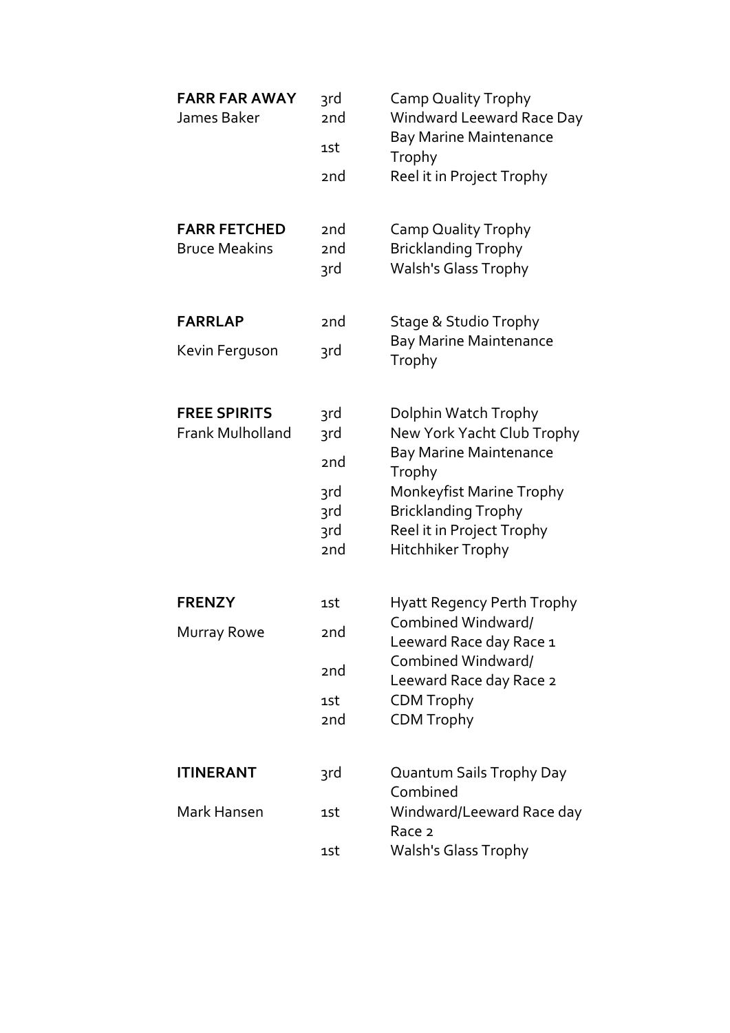| | | |
|---|---|---|
| **FARR FAR AWAY** | 3rd | Camp Quality Trophy |
| James Baker | 2nd | Windward Leeward Race Day |
| | 1st | Bay Marine Maintenance Trophy |
| | 2nd | Reel it in Project Trophy |
| | | |
| **FARR FETCHED** | 2nd | Camp Quality Trophy |
| Bruce Meakins | 2nd | Bricklanding Trophy |
| | 3rd | Walsh's Glass Trophy |
| | | |
| **FARRLAP** | 2nd | Stage & Studio Trophy |
| Kevin Ferguson | 3rd | Bay Marine Maintenance Trophy |
| | | |
| **FREE SPIRITS** | 3rd | Dolphin Watch Trophy |
| Frank Mulholland | 3rd | New York Yacht Club Trophy |
| | 2nd | Bay Marine Maintenance Trophy |
| | 3rd | Monkeyfist Marine Trophy |
| | 3rd | Bricklanding Trophy |
| | 3rd | Reel it in Project Trophy |
| | 2nd | Hitchhiker Trophy |
| | | |
| **FRENZY** | 1st | Hyatt Regency Perth Trophy |
| Murray Rowe | 2nd | Combined Windward/ Leeward Race day Race 1 |
| | 2nd | Combined Windward/ Leeward Race day Race 2 |
| | 1st | CDM Trophy |
| | 2nd | CDM Trophy |
| | | |
| **ITINERANT** | 3rd | Quantum Sails Trophy Day Combined |
| Mark Hansen | 1st | Windward/Leeward Race day Race 2 |
| | 1st | Walsh's Glass Trophy |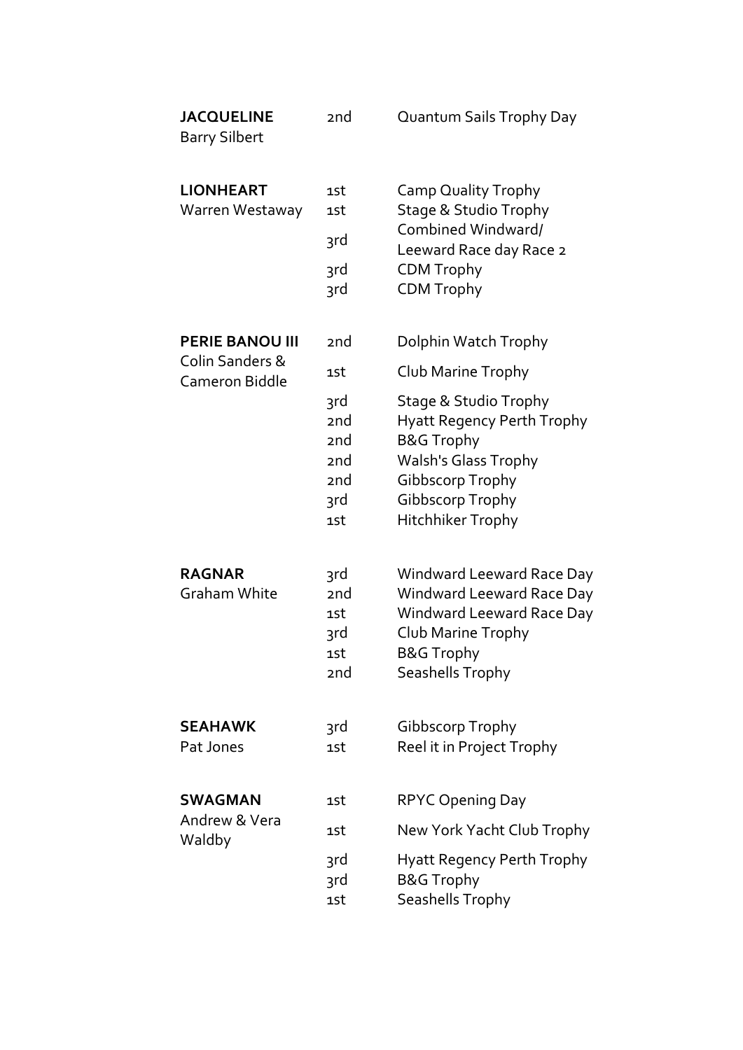| Yacht / Owner | Place | Trophy |
|---|---|---|
| **JACQUELINE** | 2nd | Quantum Sails Trophy Day |
| Barry Silbert | | |
| **LIONHEART** | 1st | Camp Quality Trophy |
| Warren Westaway | 1st | Stage & Studio Trophy |
| | 3rd | Combined Windward/ Leeward Race day Race 2 |
| | 3rd | CDM Trophy |
| | 3rd | CDM Trophy |
| **PERIE BANOU III** | 2nd | Dolphin Watch Trophy |
| Colin Sanders & Cameron Biddle | 1st | Club Marine Trophy |
| | 3rd | Stage & Studio Trophy |
| | 2nd | Hyatt Regency Perth Trophy |
| | 2nd | B&G Trophy |
| | 2nd | Walsh's Glass Trophy |
| | 2nd | Gibbscorp Trophy |
| | 3rd | Gibbscorp Trophy |
| | 1st | Hitchhiker Trophy |
| **RAGNAR** | 3rd | Windward Leeward Race Day |
| Graham White | 2nd | Windward Leeward Race Day |
| | 1st | Windward Leeward Race Day |
| | 3rd | Club Marine Trophy |
| | 1st | B&G Trophy |
| | 2nd | Seashells Trophy |
| **SEAHAWK** | 3rd | Gibbscorp Trophy |
| Pat Jones | 1st | Reel it in Project Trophy |
| **SWAGMAN** | 1st | RPYC Opening Day |
| Andrew & Vera Waldby | 1st | New York Yacht Club Trophy |
| | 3rd | Hyatt Regency Perth Trophy |
| | 3rd | B&G Trophy |
| | 1st | Seashells Trophy |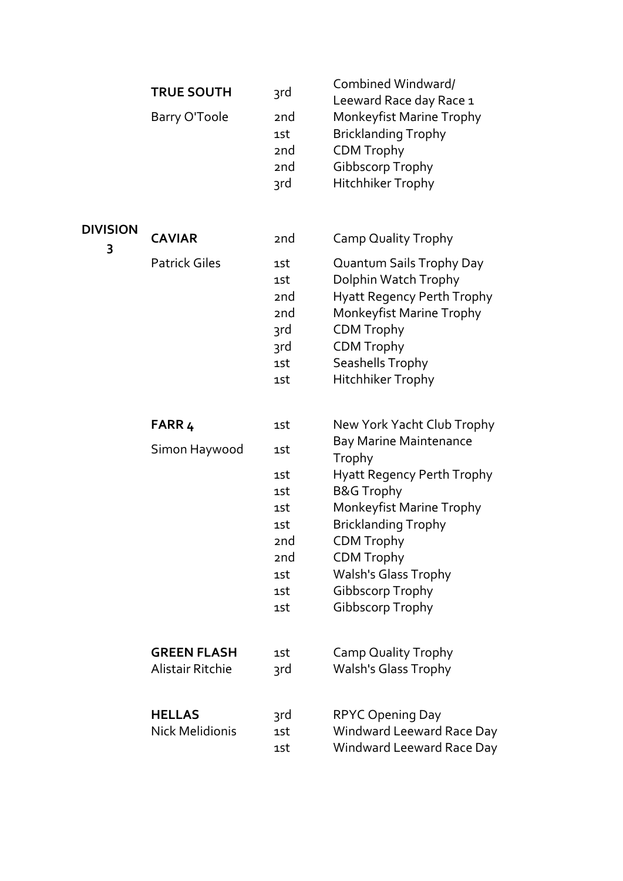| | | | |
|---|---|---|---|
| | **TRUE SOUTH** | 3rd | Combined Windward/ Leeward Race day Race 1 |
| | Barry O'Toole | 2nd | Monkeyfist Marine Trophy |
| | | 1st | Bricklanding Trophy |
| | | 2nd | CDM Trophy |
| | | 2nd | Gibbscorp Trophy |
| | | 3rd | Hitchhiker Trophy |
| **DIVISION 3** | **CAVIAR** | 2nd | Camp Quality Trophy |
| | Patrick Giles | 1st | Quantum Sails Trophy Day |
| | | 1st | Dolphin Watch Trophy |
| | | 2nd | Hyatt Regency Perth Trophy |
| | | 2nd | Monkeyfist Marine Trophy |
| | | 3rd | CDM Trophy |
| | | 3rd | CDM Trophy |
| | | 1st | Seashells Trophy |
| | | 1st | Hitchhiker Trophy |
| | **FARR 4** | 1st | New York Yacht Club Trophy |
| | Simon Haywood | 1st | Bay Marine Maintenance Trophy |
| | | 1st | Hyatt Regency Perth Trophy |
| | | 1st | B&G Trophy |
| | | 1st | Monkeyfist Marine Trophy |
| | | 1st | Bricklanding Trophy |
| | | 2nd | CDM Trophy |
| | | 2nd | CDM Trophy |
| | | 1st | Walsh's Glass Trophy |
| | | 1st | Gibbscorp Trophy |
| | | 1st | Gibbscorp Trophy |
| | **GREEN FLASH** | 1st | Camp Quality Trophy |
| | Alistair Ritchie | 3rd | Walsh's Glass Trophy |
| | **HELLAS** | 3rd | RPYC Opening Day |
| | Nick Melidionis | 1st | Windward Leeward Race Day |
| | | 1st | Windward Leeward Race Day |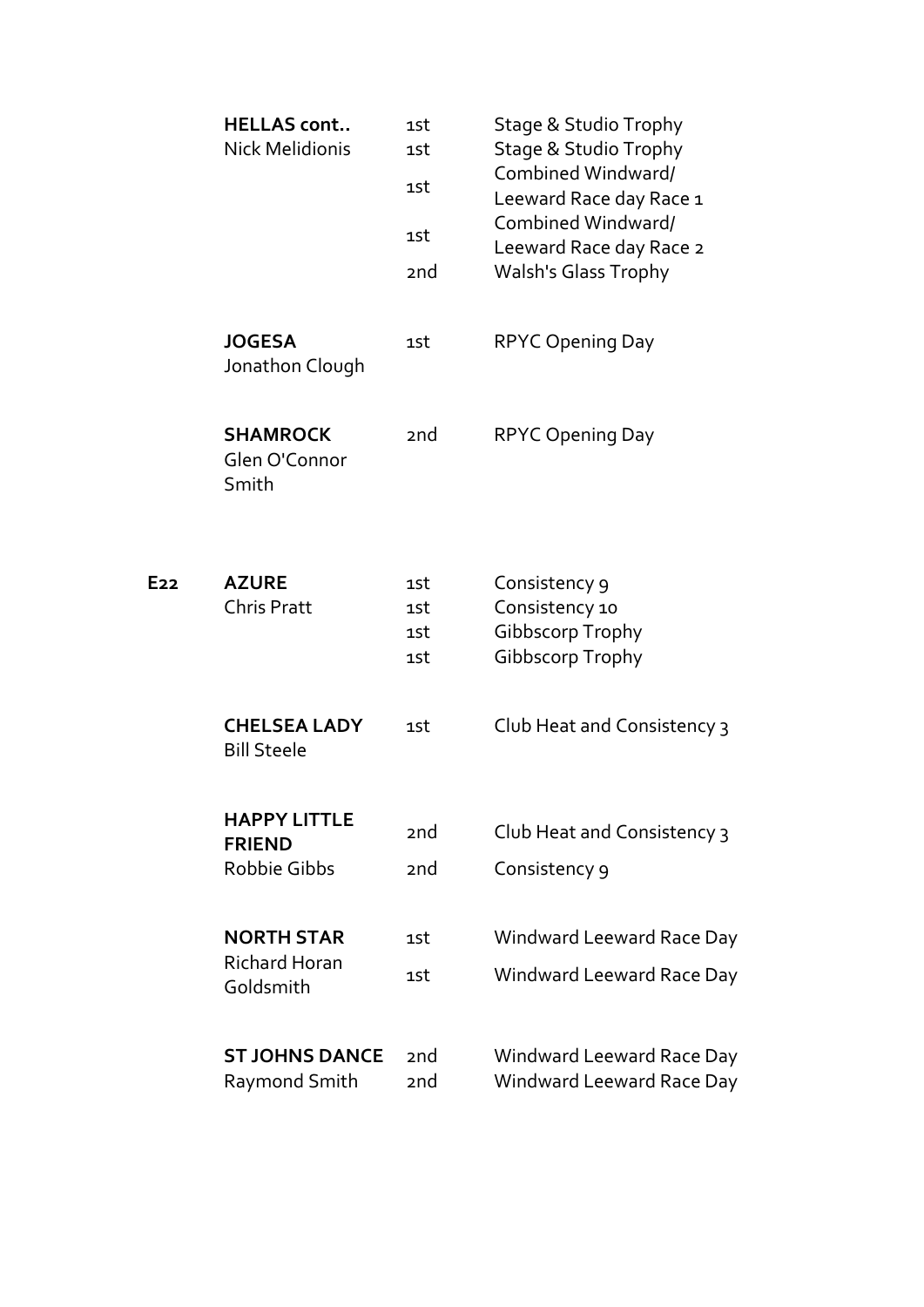| | | | |
|---|---|---|---|
| | **HELLAS cont..** | 1st | Stage & Studio Trophy |
| | Nick Melidionis | 1st | Stage & Studio Trophy |
| | | 1st | Combined Windward/ Leeward Race day Race 1 |
| | | 1st | Combined Windward/ Leeward Race day Race 2 |
| | | 2nd | Walsh's Glass Trophy |
| | **JOGESA** | 1st | RPYC Opening Day |
| | Jonathon Clough | | |
| | **SHAMROCK** | 2nd | RPYC Opening Day |
| | Glen O'Connor Smith | | |
| **E22** | **AZURE** | 1st | Consistency 9 |
| | Chris Pratt | 1st | Consistency 10 |
| | | 1st | Gibbscorp Trophy |
| | | 1st | Gibbscorp Trophy |
| | **CHELSEA LADY** | 1st | Club Heat and Consistency 3 |
| | Bill Steele | | |
| | **HAPPY LITTLE FRIEND** | 2nd | Club Heat and Consistency 3 |
| | Robbie Gibbs | 2nd | Consistency 9 |
| | **NORTH STAR** | 1st | Windward Leeward Race Day |
| | Richard Horan Goldsmith | 1st | Windward Leeward Race Day |
| | **ST JOHNS DANCE** | 2nd | Windward Leeward Race Day |
| | Raymond Smith | 2nd | Windward Leeward Race Day |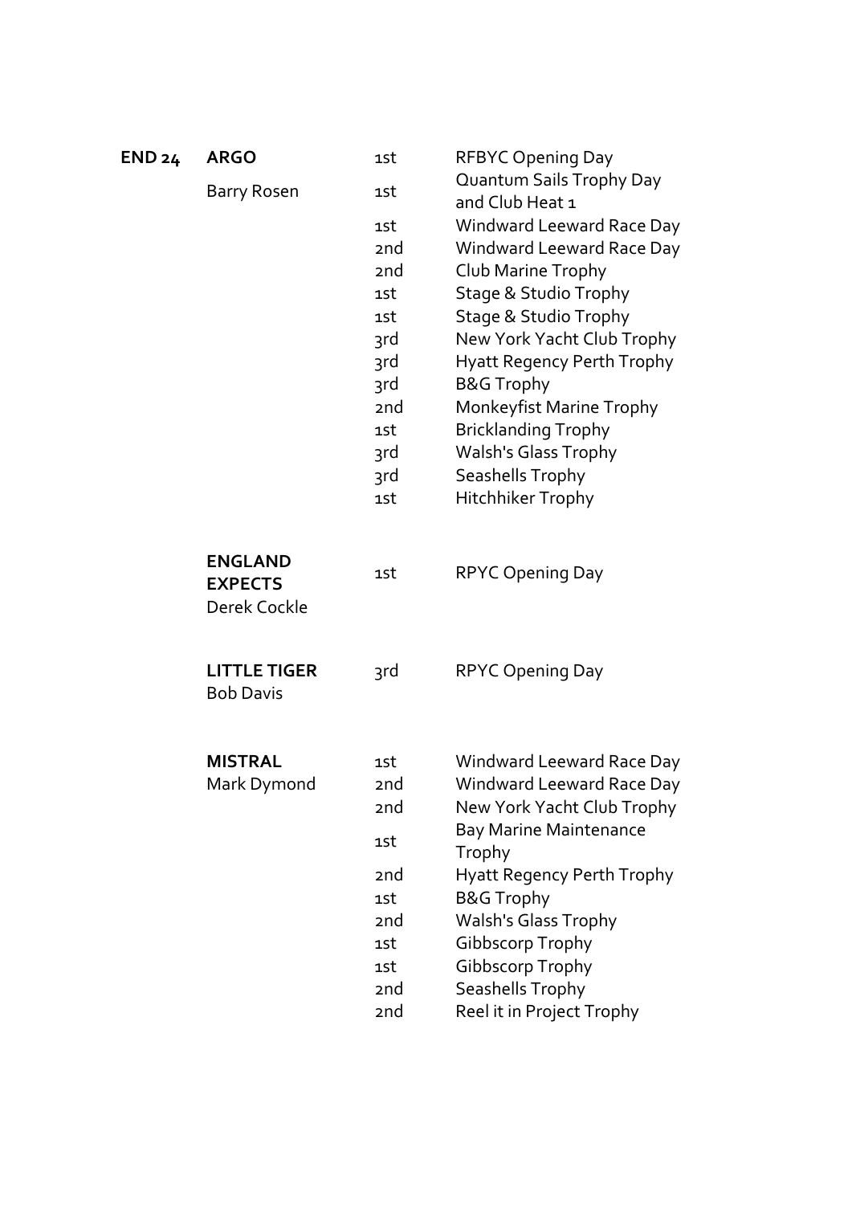| | | | |
|---|---|---|---|
| **END 24** | **ARGO** | 1st | RFBYC Opening Day |
| | Barry Rosen | 1st | Quantum Sails Trophy Day and Club Heat 1 |
| | | 1st | Windward Leeward Race Day |
| | | 2nd | Windward Leeward Race Day |
| | | 2nd | Club Marine Trophy |
| | | 1st | Stage & Studio Trophy |
| | | 1st | Stage & Studio Trophy |
| | | 3rd | New York Yacht Club Trophy |
| | | 3rd | Hyatt Regency Perth Trophy |
| | | 3rd | B&G Trophy |
| | | 2nd | Monkeyfist Marine Trophy |
| | | 1st | Bricklanding Trophy |
| | | 3rd | Walsh's Glass Trophy |
| | | 3rd | Seashells Trophy |
| | | 1st | Hitchhiker Trophy |
| | **ENGLAND EXPECTS** Derek Cockle | 1st | RPYC Opening Day |
| | **LITTLE TIGER** Bob Davis | 3rd | RPYC Opening Day |
| | **MISTRAL** | 1st | Windward Leeward Race Day |
| | Mark Dymond | 2nd | Windward Leeward Race Day |
| | | 2nd | New York Yacht Club Trophy |
| | | 1st | Bay Marine Maintenance Trophy |
| | | 2nd | Hyatt Regency Perth Trophy |
| | | 1st | B&G Trophy |
| | | 2nd | Walsh's Glass Trophy |
| | | 1st | Gibbscorp Trophy |
| | | 1st | Gibbscorp Trophy |
| | | 2nd | Seashells Trophy |
| | | 2nd | Reel it in Project Trophy |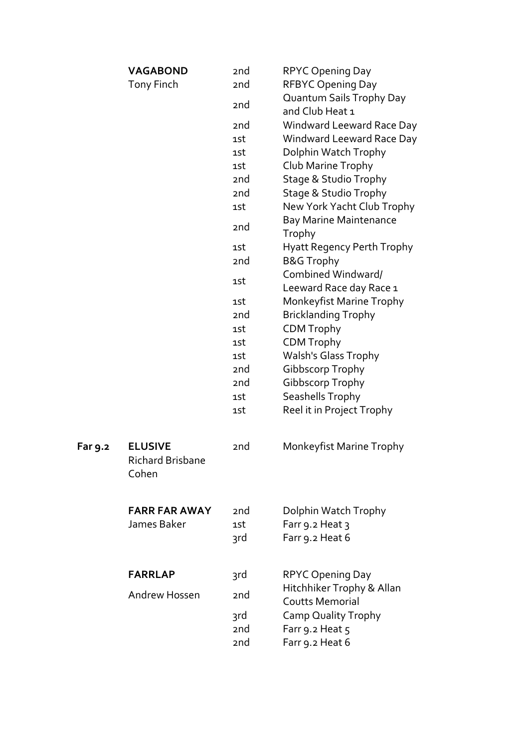| Class | Yacht / Skipper | Place | Trophy |
|---|---|---|---|
| | **VAGABOND** Tony Finch | 2nd | RPYC Opening Day |
| | | 2nd | RFBYC Opening Day |
| | | 2nd | Quantum Sails Trophy Day and Club Heat 1 |
| | | 2nd | Windward Leeward Race Day |
| | | 1st | Windward Leeward Race Day |
| | | 1st | Dolphin Watch Trophy |
| | | 1st | Club Marine Trophy |
| | | 2nd | Stage & Studio Trophy |
| | | 2nd | Stage & Studio Trophy |
| | | 1st | New York Yacht Club Trophy |
| | | 2nd | Bay Marine Maintenance Trophy |
| | | 1st | Hyatt Regency Perth Trophy |
| | | 2nd | B&G Trophy |
| | | 1st | Combined Windward/ Leeward Race day Race 1 |
| | | 1st | Monkeyfist Marine Trophy |
| | | 2nd | Bricklanding Trophy |
| | | 1st | CDM Trophy |
| | | 1st | CDM Trophy |
| | | 1st | Walsh's Glass Trophy |
| | | 2nd | Gibbscorp Trophy |
| | | 2nd | Gibbscorp Trophy |
| | | 1st | Seashells Trophy |
| | | 1st | Reel it in Project Trophy |
| **Far 9.2** | **ELUSIVE** Richard Brisbane Cohen | 2nd | Monkeyfist Marine Trophy |
| | **FARR FAR AWAY** James Baker | 2nd | Dolphin Watch Trophy |
| | | 1st | Farr 9.2 Heat 3 |
| | | 3rd | Farr 9.2 Heat 6 |
| | **FARRLAP** Andrew Hossen | 3rd | RPYC Opening Day |
| | | 2nd | Hitchhiker Trophy & Allan Coutts Memorial |
| | | 3rd | Camp Quality Trophy |
| | | 2nd | Farr 9.2 Heat 5 |
| | | 2nd | Farr 9.2 Heat 6 |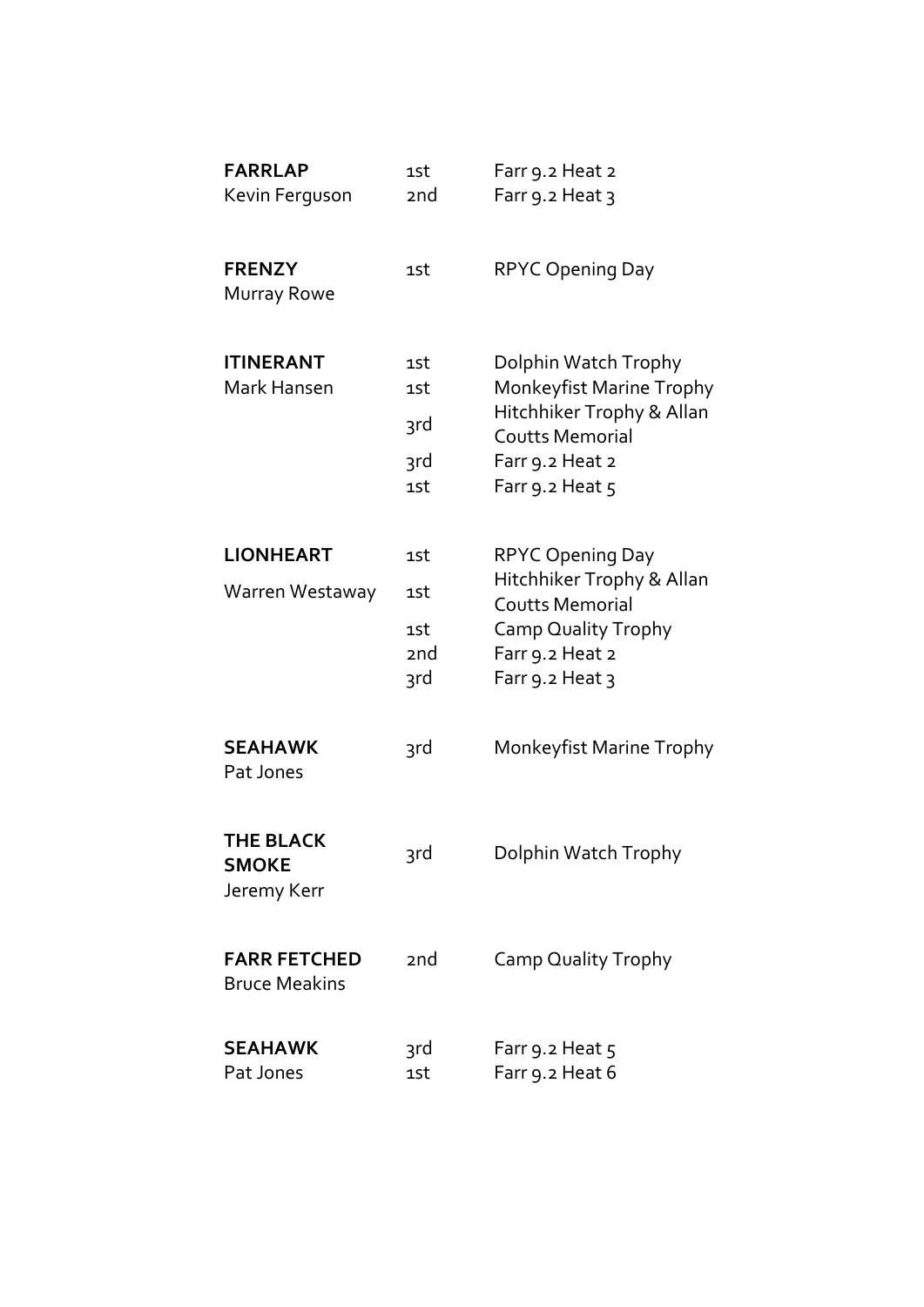| Boat / Skipper | Place | Event |
|---|---|---|
| **FARRLAP** | 1st | Farr 9.2 Heat 2 |
| Kevin Ferguson | 2nd | Farr 9.2 Heat 3 |
| **FRENZY** | 1st | RPYC Opening Day |
| Murray Rowe | | |
| **ITINERANT** | 1st | Dolphin Watch Trophy |
| Mark Hansen | 1st | Monkeyfist Marine Trophy |
| | 3rd | Hitchhiker Trophy & Allan Coutts Memorial |
| | 3rd | Farr 9.2 Heat 2 |
| | 1st | Farr 9.2 Heat 5 |
| **LIONHEART** | 1st | RPYC Opening Day |
| Warren Westaway | 1st | Hitchhiker Trophy & Allan Coutts Memorial |
| | 1st | Camp Quality Trophy |
| | 2nd | Farr 9.2 Heat 2 |
| | 3rd | Farr 9.2 Heat 3 |
| **SEAHAWK** | 3rd | Monkeyfist Marine Trophy |
| Pat Jones | | |
| **THE BLACK SMOKE** | 3rd | Dolphin Watch Trophy |
| Jeremy Kerr | | |
| **FARR FETCHED** | 2nd | Camp Quality Trophy |
| Bruce Meakins | | |
| **SEAHAWK** | 3rd | Farr 9.2 Heat 5 |
| Pat Jones | 1st | Farr 9.2 Heat 6 |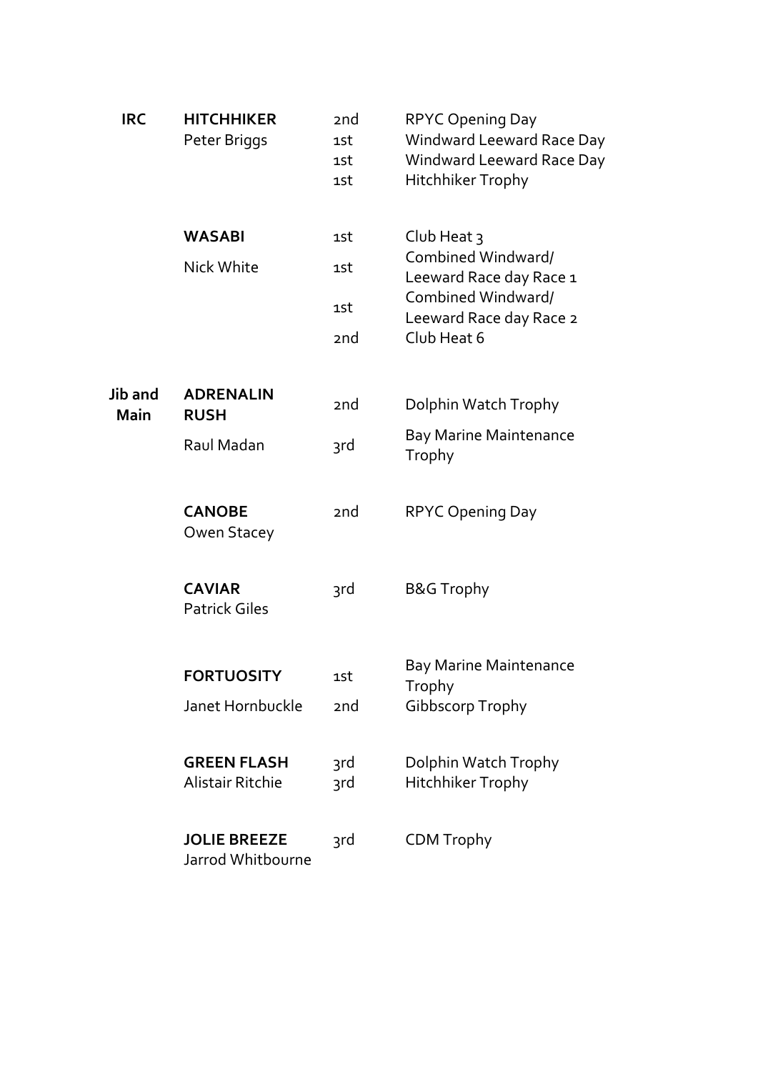| | | | |
|---|---|---|---|
| **IRC** | **HITCHHIKER**<br>Peter Briggs | 2nd<br>1st<br>1st<br>1st | RPYC Opening Day<br>Windward Leeward Race Day<br>Windward Leeward Race Day<br>Hitchhiker Trophy |
| | **WASABI**<br>Nick White | 1st<br>1st<br>1st<br>2nd | Club Heat 3<br>Combined Windward/ Leeward Race day Race 1<br>Combined Windward/ Leeward Race day Race 2<br>Club Heat 6 |
| **Jib and Main** | **ADRENALIN RUSH**<br>Raul Madan | 2nd<br>3rd | Dolphin Watch Trophy<br>Bay Marine Maintenance Trophy |
| | **CANOBE**<br>Owen Stacey | 2nd | RPYC Opening Day |
| | **CAVIAR**<br>Patrick Giles | 3rd | B&G Trophy |
| | **FORTUOSITY**<br>Janet Hornbuckle | 1st<br>2nd | Bay Marine Maintenance Trophy<br>Gibbscorp Trophy |
| | **GREEN FLASH**<br>Alistair Ritchie | 3rd<br>3rd | Dolphin Watch Trophy<br>Hitchhiker Trophy |
| | **JOLIE BREEZE**<br>Jarrod Whitbourne | 3rd | CDM Trophy |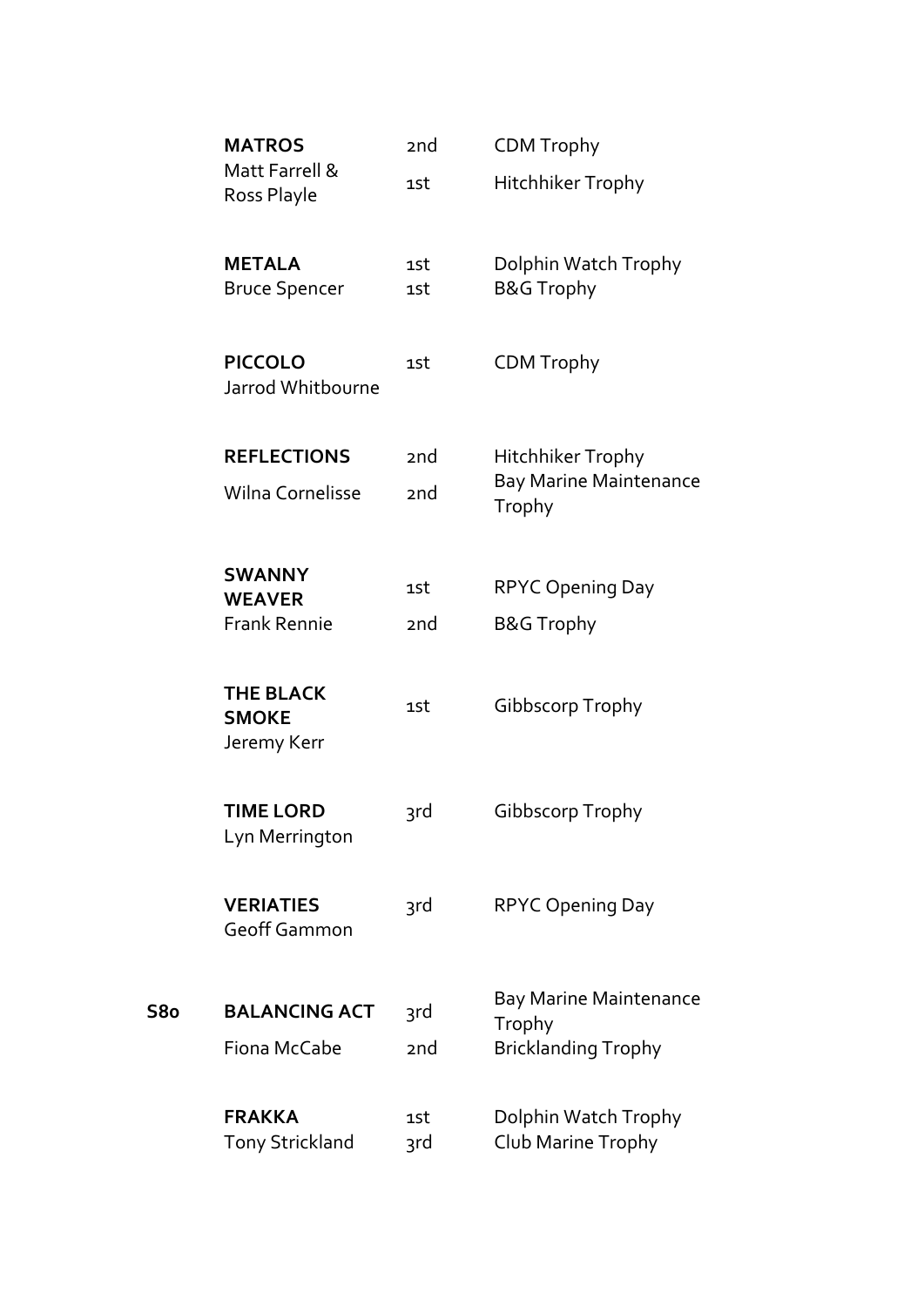| | | | |
|---|---|---|---|
| | **MATROS** | 2nd | CDM Trophy |
| | Matt Farrell & Ross Playle | 1st | Hitchhiker Trophy |
| | **METALA** | 1st | Dolphin Watch Trophy |
| | Bruce Spencer | 1st | B&G Trophy |
| | **PICCOLO** | 1st | CDM Trophy |
| | Jarrod Whitbourne | | |
| | **REFLECTIONS** | 2nd | Hitchhiker Trophy |
| | Wilna Cornelisse | 2nd | Bay Marine Maintenance Trophy |
| | **SWANNY WEAVER** | 1st | RPYC Opening Day |
| | Frank Rennie | 2nd | B&G Trophy |
| | **THE BLACK SMOKE** | 1st | Gibbscorp Trophy |
| | Jeremy Kerr | | |
| | **TIME LORD** | 3rd | Gibbscorp Trophy |
| | Lyn Merrington | | |
| | **VERIATIES** | 3rd | RPYC Opening Day |
| | Geoff Gammon | | |
| **S80** | **BALANCING ACT** | 3rd | Bay Marine Maintenance Trophy |
| | Fiona McCabe | 2nd | Bricklanding Trophy |
| | **FRAKKA** | 1st | Dolphin Watch Trophy |
| | Tony Strickland | 3rd | Club Marine Trophy |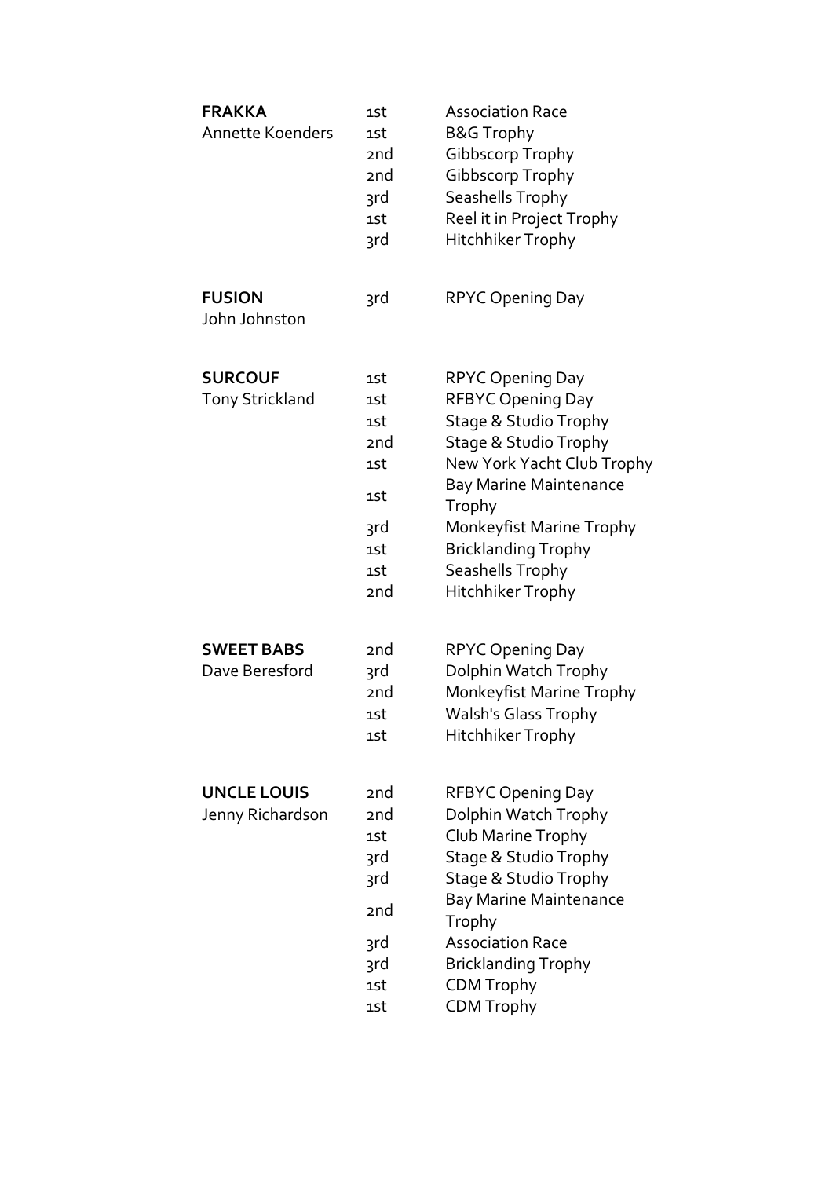| | | |
|---|---|---|
| **FRAKKA** | 1st | Association Race |
| Annette Koenders | 1st | B&G Trophy |
| | 2nd | Gibbscorp Trophy |
| | 2nd | Gibbscorp Trophy |
| | 3rd | Seashells Trophy |
| | 1st | Reel it in Project Trophy |
| | 3rd | Hitchhiker Trophy |
| | | |
| **FUSION** | 3rd | RPYC Opening Day |
| John Johnston | | |
| | | |
| **SURCOUF** | 1st | RPYC Opening Day |
| Tony Strickland | 1st | RFBYC Opening Day |
| | 1st | Stage & Studio Trophy |
| | 2nd | Stage & Studio Trophy |
| | 1st | New York Yacht Club Trophy |
| | 1st | Bay Marine Maintenance Trophy |
| | 3rd | Monkeyfist Marine Trophy |
| | 1st | Bricklanding Trophy |
| | 1st | Seashells Trophy |
| | 2nd | Hitchhiker Trophy |
| | | |
| **SWEET BABS** | 2nd | RPYC Opening Day |
| Dave Beresford | 3rd | Dolphin Watch Trophy |
| | 2nd | Monkeyfist Marine Trophy |
| | 1st | Walsh's Glass Trophy |
| | 1st | Hitchhiker Trophy |
| | | |
| **UNCLE LOUIS** | 2nd | RFBYC Opening Day |
| Jenny Richardson | 2nd | Dolphin Watch Trophy |
| | 1st | Club Marine Trophy |
| | 3rd | Stage & Studio Trophy |
| | 3rd | Stage & Studio Trophy |
| | 2nd | Bay Marine Maintenance Trophy |
| | 3rd | Association Race |
| | 3rd | Bricklanding Trophy |
| | 1st | CDM Trophy |
| | 1st | CDM Trophy |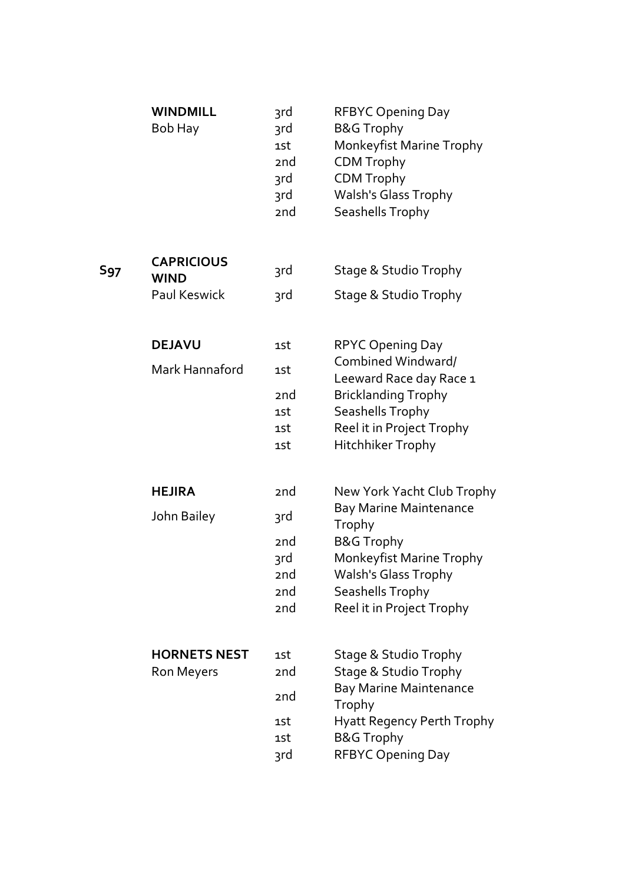| | | | |
|---|---|---|---|
| | **WINDMILL** | 3rd | RFBYC Opening Day |
| | Bob Hay | 3rd | B&G Trophy |
| | | 1st | Monkeyfist Marine Trophy |
| | | 2nd | CDM Trophy |
| | | 3rd | CDM Trophy |
| | | 3rd | Walsh's Glass Trophy |
| | | 2nd | Seashells Trophy |
| **S97** | **CAPRICIOUS WIND** | 3rd | Stage & Studio Trophy |
| | Paul Keswick | 3rd | Stage & Studio Trophy |
| | **DEJAVU** | 1st | RPYC Opening Day |
| | Mark Hannaford | 1st | Combined Windward/ Leeward Race day Race 1 |
| | | 2nd | Bricklanding Trophy |
| | | 1st | Seashells Trophy |
| | | 1st | Reel it in Project Trophy |
| | | 1st | Hitchhiker Trophy |
| | **HEJIRA** | 2nd | New York Yacht Club Trophy |
| | John Bailey | 3rd | Bay Marine Maintenance Trophy |
| | | 2nd | B&G Trophy |
| | | 3rd | Monkeyfist Marine Trophy |
| | | 2nd | Walsh's Glass Trophy |
| | | 2nd | Seashells Trophy |
| | | 2nd | Reel it in Project Trophy |
| | **HORNETS NEST** | 1st | Stage & Studio Trophy |
| | Ron Meyers | 2nd | Stage & Studio Trophy |
| | | 2nd | Bay Marine Maintenance Trophy |
| | | 1st | Hyatt Regency Perth Trophy |
| | | 1st | B&G Trophy |
| | | 3rd | RFBYC Opening Day |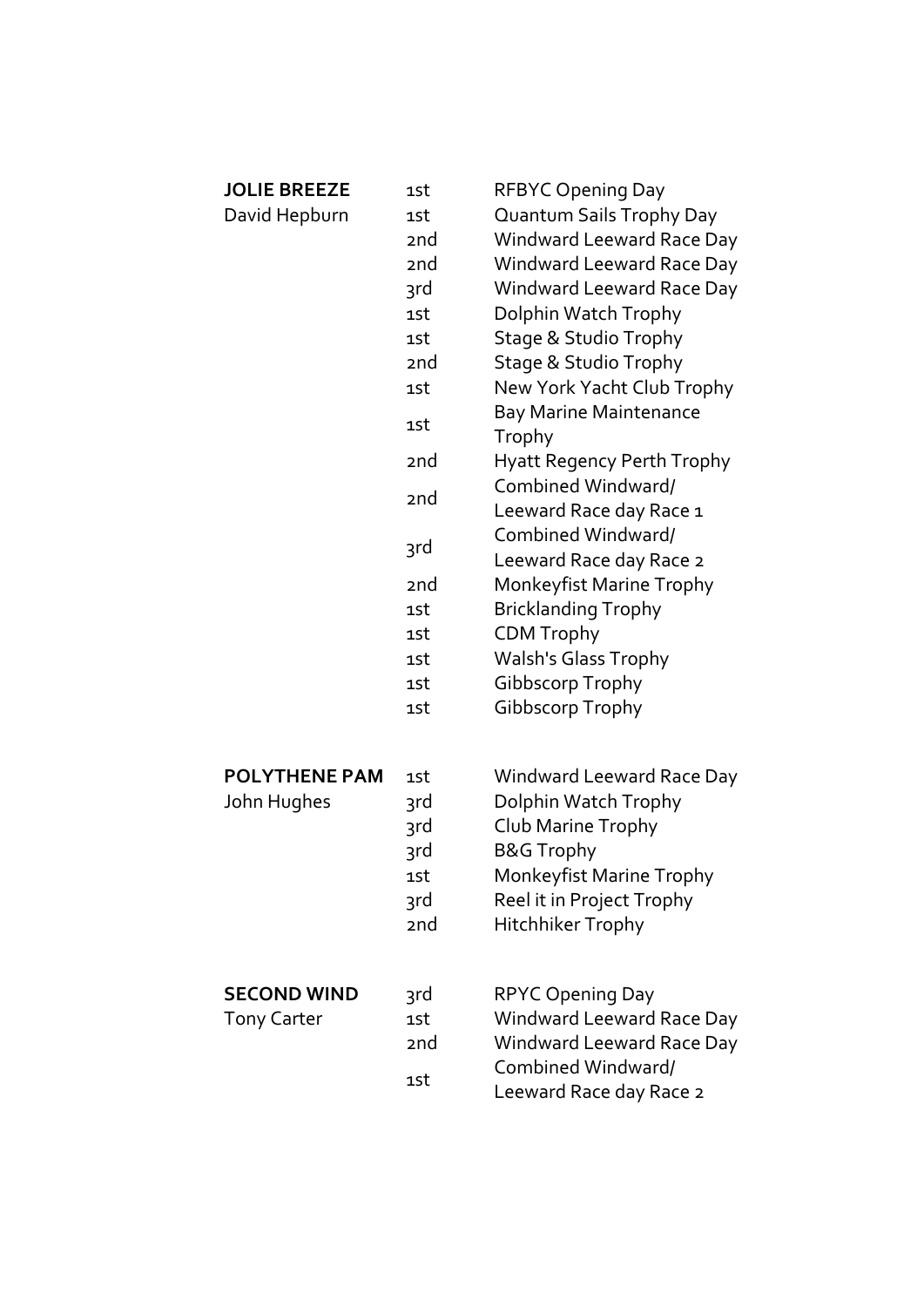| | | |
|---|---|---|
| **JOLIE BREEZE** | 1st | RFBYC Opening Day |
| David Hepburn | 1st | Quantum Sails Trophy Day |
| | 2nd | Windward Leeward Race Day |
| | 2nd | Windward Leeward Race Day |
| | 3rd | Windward Leeward Race Day |
| | 1st | Dolphin Watch Trophy |
| | 1st | Stage & Studio Trophy |
| | 2nd | Stage & Studio Trophy |
| | 1st | New York Yacht Club Trophy |
| | 1st | Bay Marine Maintenance Trophy |
| | 2nd | Hyatt Regency Perth Trophy |
| | 2nd | Combined Windward/ Leeward Race day Race 1 |
| | 3rd | Combined Windward/ Leeward Race day Race 2 |
| | 2nd | Monkeyfist Marine Trophy |
| | 1st | Bricklanding Trophy |
| | 1st | CDM Trophy |
| | 1st | Walsh's Glass Trophy |
| | 1st | Gibbscorp Trophy |
| | 1st | Gibbscorp Trophy |

| | | |
|---|---|---|
| **POLYTHENE PAM** | 1st | Windward Leeward Race Day |
| John Hughes | 3rd | Dolphin Watch Trophy |
| | 3rd | Club Marine Trophy |
| | 3rd | B&G Trophy |
| | 1st | Monkeyfist Marine Trophy |
| | 3rd | Reel it in Project Trophy |
| | 2nd | Hitchhiker Trophy |

| | | |
|---|---|---|
| **SECOND WIND** | 3rd | RPYC Opening Day |
| Tony Carter | 1st | Windward Leeward Race Day |
| | 2nd | Windward Leeward Race Day |
| | 1st | Combined Windward/ Leeward Race day Race 2 |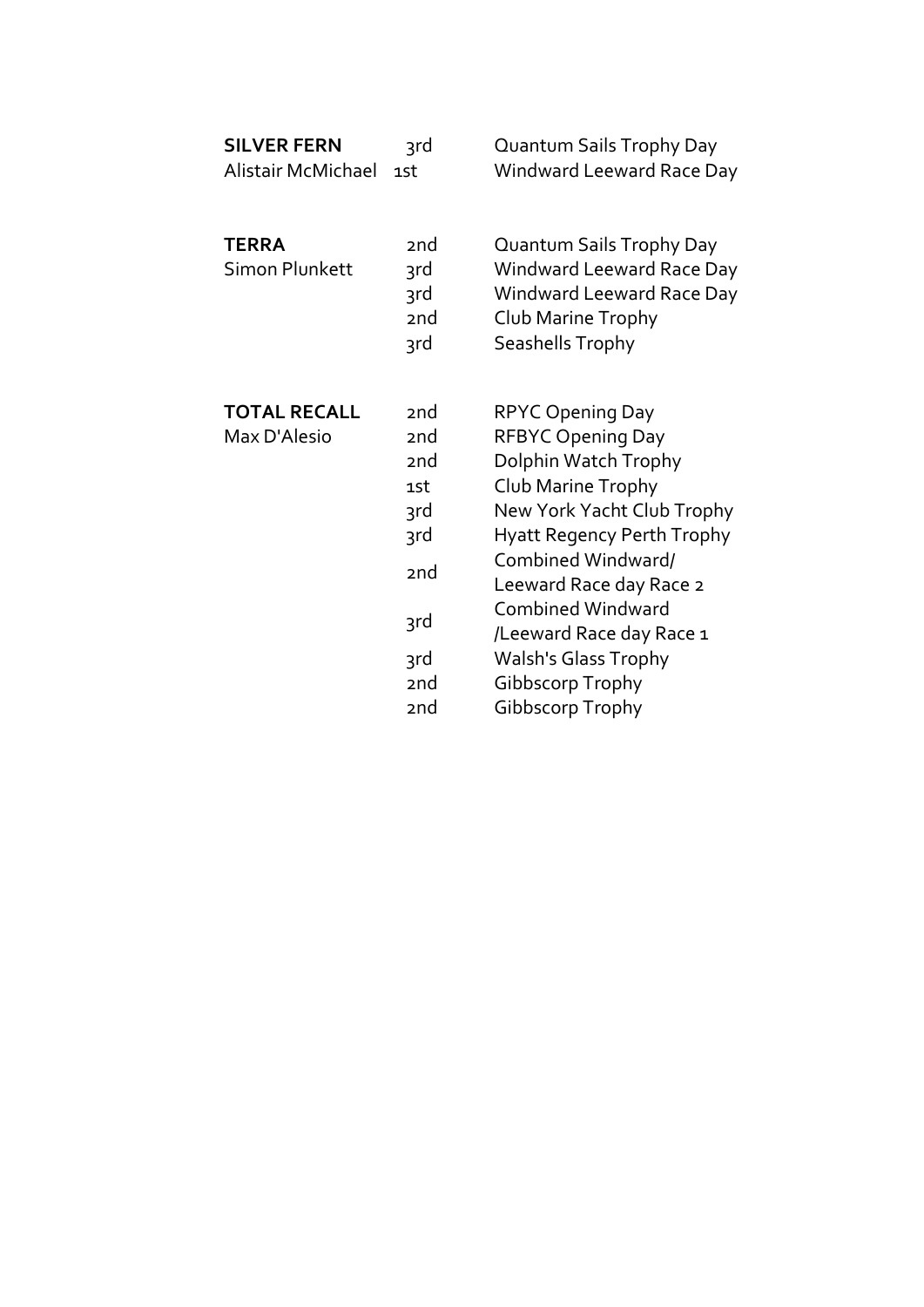| | | |
|---|---|---|
| **SILVER FERN** | 3rd | Quantum Sails Trophy Day |
| Alistair McMichael | 1st | Windward Leeward Race Day |
| | | |
| **TERRA** | 2nd | Quantum Sails Trophy Day |
| Simon Plunkett | 3rd | Windward Leeward Race Day |
| | 3rd | Windward Leeward Race Day |
| | 2nd | Club Marine Trophy |
| | 3rd | Seashells Trophy |
| | | |
| **TOTAL RECALL** | 2nd | RPYC Opening Day |
| Max D'Alesio | 2nd | RFBYC Opening Day |
| | 2nd | Dolphin Watch Trophy |
| | 1st | Club Marine Trophy |
| | 3rd | New York Yacht Club Trophy |
| | 3rd | Hyatt Regency Perth Trophy |
| | 2nd | Combined Windward/ Leeward Race day Race 2 |
| | 3rd | Combined Windward /Leeward Race day Race 1 |
| | 3rd | Walsh's Glass Trophy |
| | 2nd | Gibbscorp Trophy |
| | 2nd | Gibbscorp Trophy |